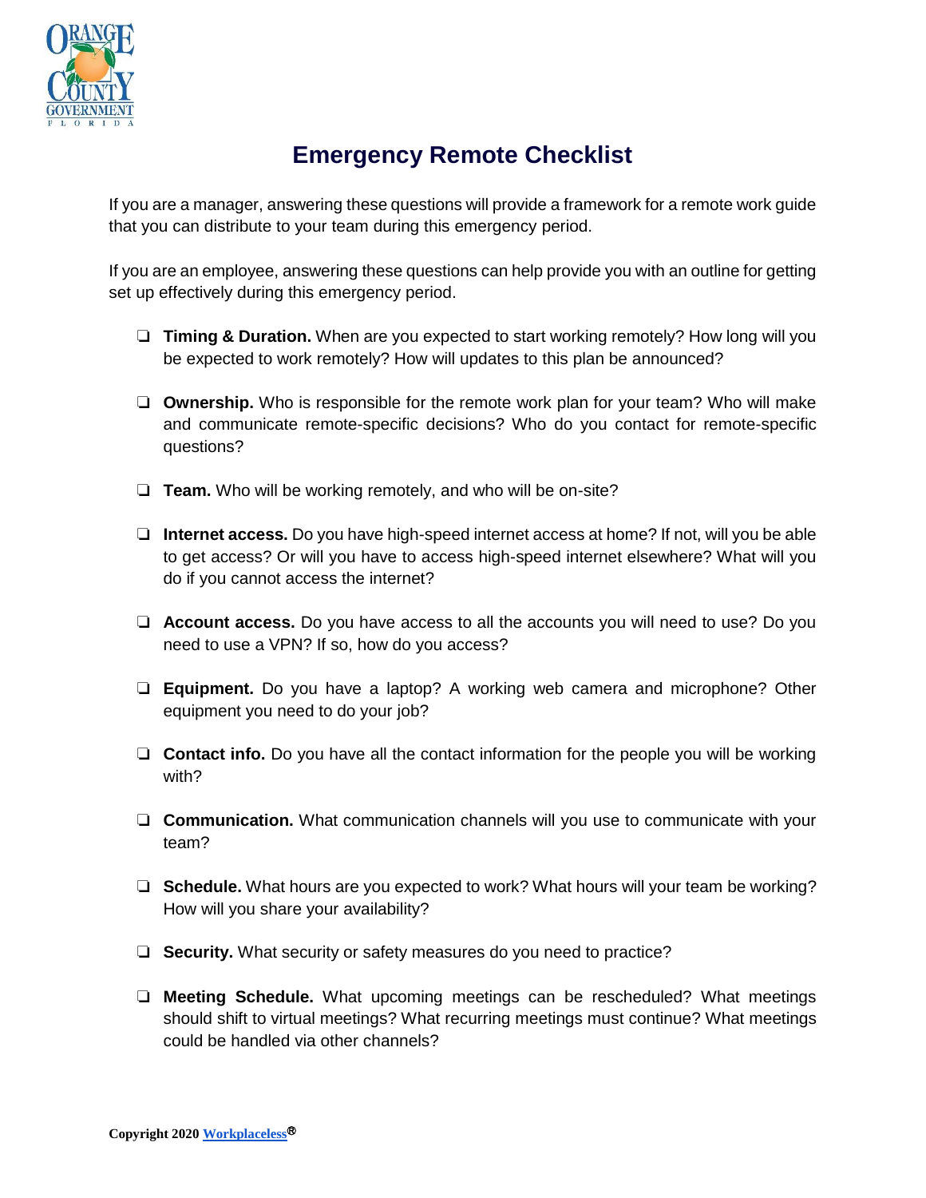# Emergency Remote Checklist

If you are a manager, answering these questions will provide a framework for a remote work guide that you can distribute to your team during this emergency period.

If you are an employee, answering these questions can help provide you with an outline for getting set up effectively during this emergency period.

- ❏ **Timing & Duration.** When are you expected to start working remotely? How long will you be expected to work remotely? How will updates to this plan be announced?
- ❏ **Ownership.** Who is responsible for the remote work plan for your team? Who will make and communicate remote-specific decisions? Who do you contact for remote-specific questions?
- ❏ **Team.** Who will be working remotely, and who will be on-site?
- ❏ **Internet access.** Do you have high-speed internet access at home? If not, will you be able to get access? Or will you have to access high-speed internet elsewhere? What will you do if you cannot access the internet?
- ❏ **Account access.** Do you have access to all the accounts you will need to use? Do you need to use a VPN? If so, how do you access?
- ❏ **Equipment.** Do you have a laptop? A working web camera and microphone? Other equipment you need to do your job?
- ❏ **Contact info.** Do you have all the contact information for the people you will be working with?
- ❏ **Communication.** What communication channels will you use to communicate with your team?
- ❏ **Schedule.** What hours are you expected to work? What hours will your team be working? How will you share your availability?
- ❏ **Security.** What security or safety measures do you need to practice?
- ❏ **Meeting Schedule.** What upcoming meetings can be rescheduled? What meetings should shift to virtual meetings? What recurring meetings must continue? What meetings could be handled via other channels?

**Copyright 2020 Workplaceless®**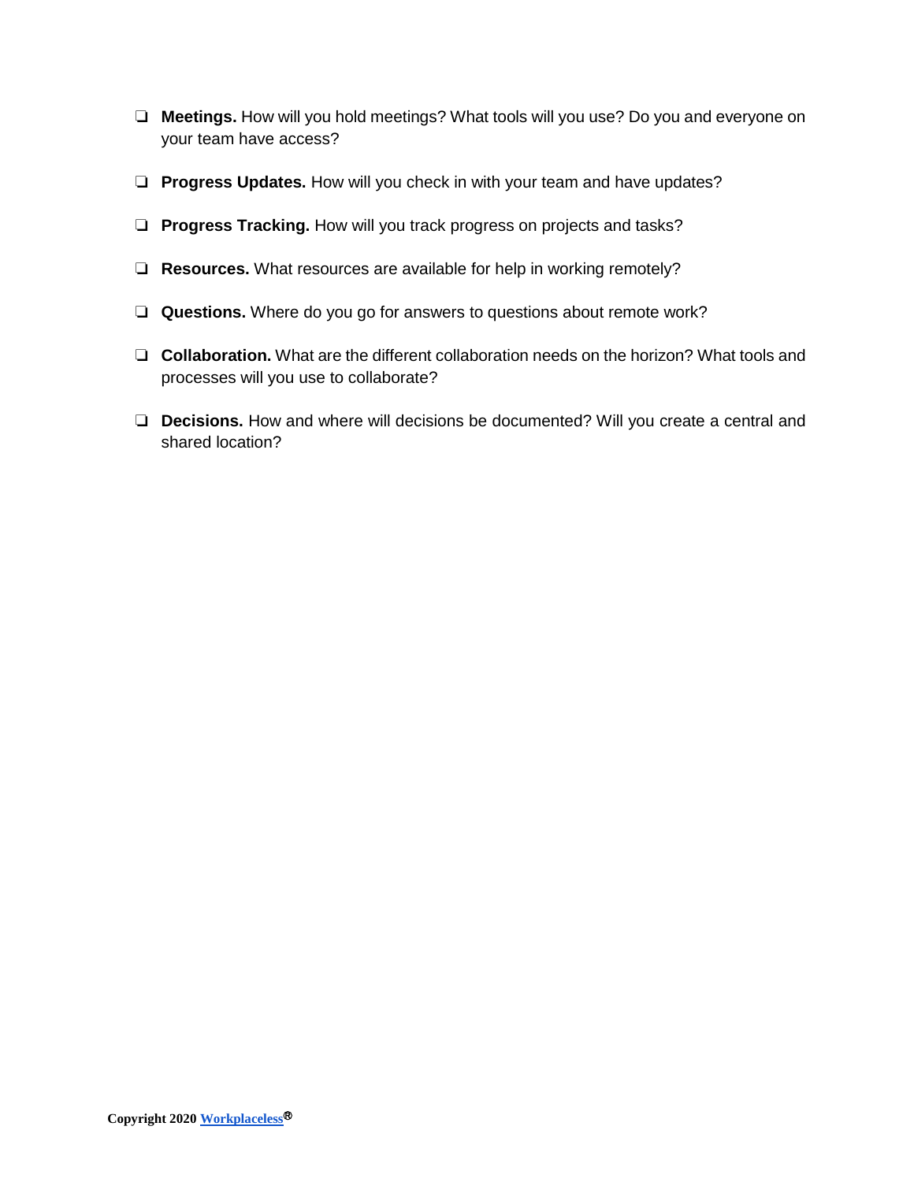- ❏ **Meetings.** How will you hold meetings? What tools will you use? Do you and everyone on your team have access?
- ❏ **Progress Updates.** How will you check in with your team and have updates?
- ❏ **Progress Tracking.** How will you track progress on projects and tasks?
- ❏ **Resources.** What resources are available for help in working remotely?
- ❏ **Questions.** Where do you go for answers to questions about remote work?
- ❏ **Collaboration.** What are the different collaboration needs on the horizon? What tools and processes will you use to collaborate?
- ❏ **Decisions.** How and where will decisions be documented? Will you create a central and shared location?

**Copyright 2020 Workplaceless®**